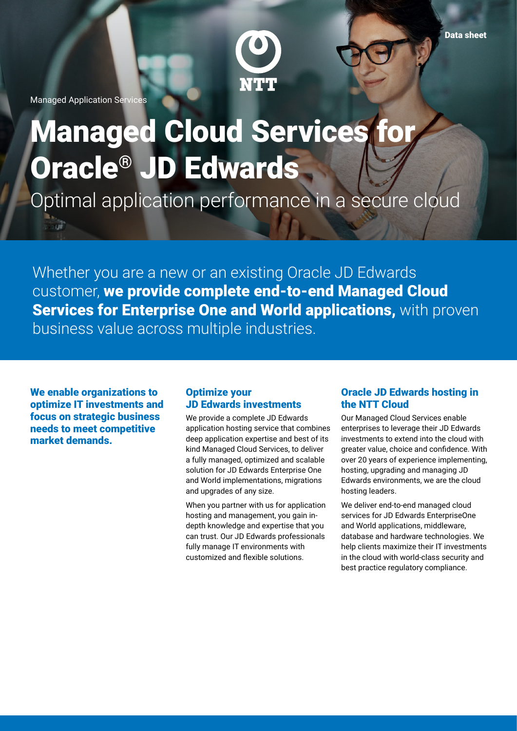Data sheet

Managed Application Services

# Managed Cloud Services for Oracle® JD Edwards

## Optimal application performance in a secure cloud

Whether you are a new or an existing Oracle JD Edwards customer, **we provide complete end-to-end Managed Cloud Services for Enterprise One and World applications,** with proven business value across multiple industries.

**We enable organizations to optimize IT investments and focus on strategic business needs to meet competitive market demands.**

### Optimize your JD Edwards investments

We provide a complete JD Edwards application hosting service that combines deep application expertise and best of its kind Managed Cloud Services, to deliver a fully managed, optimized and scalable solution for JD Edwards Enterprise One and World implementations, migrations and upgrades of any size.

When you partner with us for application hosting and management, you gain in-depth knowledge and expertise that you can trust. Our JD Edwards professionals fully manage IT environments with customized and flexible solutions.

### Oracle JD Edwards hosting in the NTT Cloud

Our Managed Cloud Services enable enterprises to leverage their JD Edwards investments to extend into the cloud with greater value, choice and confidence. With over 20 years of experience implementing, hosting, upgrading and managing JD Edwards environments, we are the cloud hosting leaders.

We deliver end-to-end managed cloud services for JD Edwards EnterpriseOne and World applications, middleware, database and hardware technologies. We help clients maximize their IT investments in the cloud with world-class security and best practice regulatory compliance.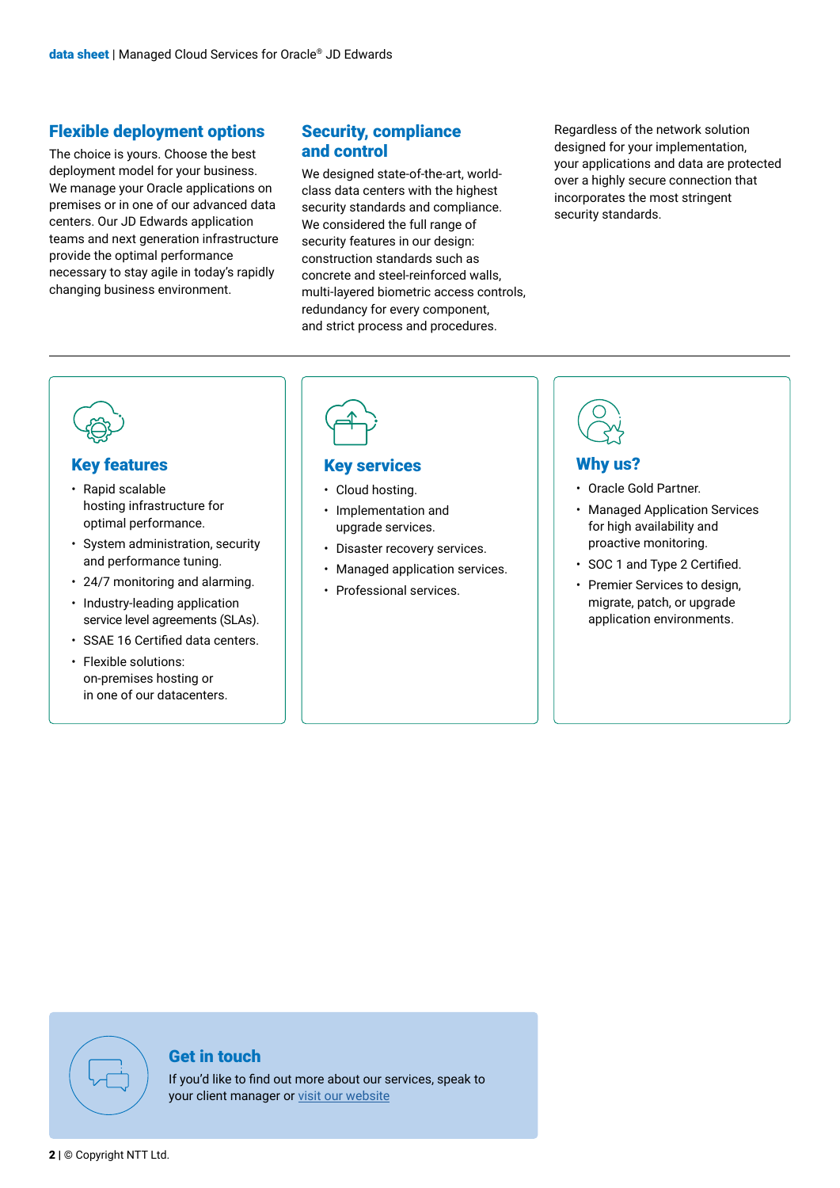## Flexible deployment options

The choice is yours. Choose the best deployment model for your business. We manage your Oracle applications on premises or in one of our advanced data centers. Our JD Edwards application teams and next generation infrastructure provide the optimal performance necessary to stay agile in today's rapidly changing business environment.

## Security, compliance and control

We designed state-of-the-art, world-class data centers with the highest security standards and compliance. We considered the full range of security features in our design: construction standards such as concrete and steel-reinforced walls, multi-layered biometric access controls, redundancy for every component, and strict process and procedures.

Regardless of the network solution designed for your implementation, your applications and data are protected over a highly secure connection that incorporates the most stringent security standards.

### Key features

- Rapid scalable hosting infrastructure for optimal performance.
- System administration, security and performance tuning.
- 24/7 monitoring and alarming.
- Industry-leading application service level agreements (SLAs).
- SSAE 16 Certified data centers.
- Flexible solutions: on-premises hosting or in one of our datacenters.

### Key services

- Cloud hosting.
- Implementation and upgrade services.
- Disaster recovery services.
- Managed application services.
- Professional services.

### Why us?

- Oracle Gold Partner.
- Managed Application Services for high availability and proactive monitoring.
- SOC 1 and Type 2 Certified.
- Premier Services to design, migrate, patch, or upgrade application environments.

### Get in touch

If you'd like to find out more about our services, speak to your client manager or visit our website

© Copyright NTT Ltd.